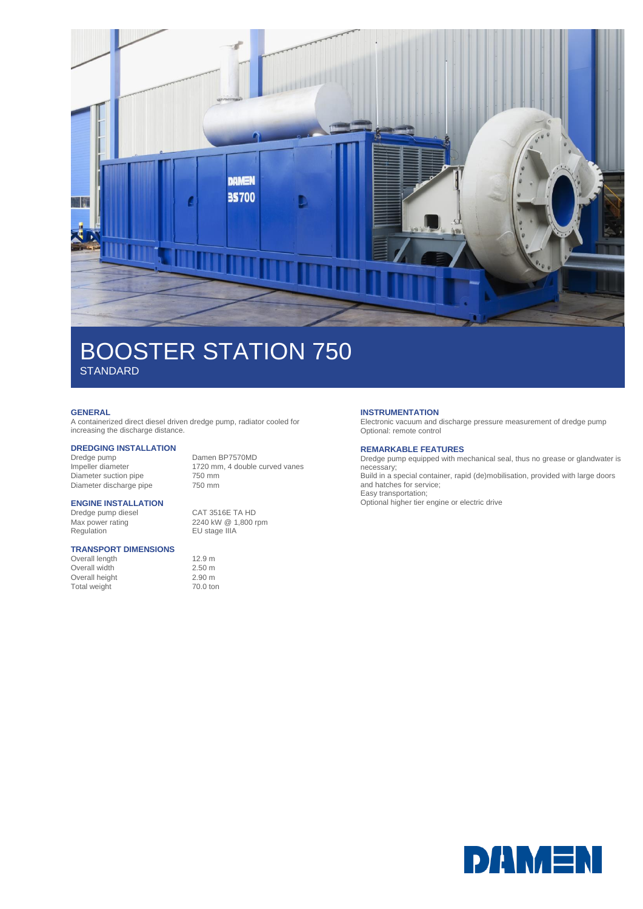# BOOSTER STATION 750

STANDARD

## GENERAL

A containerized direct diesel driven dredge pump, radiator cooled for increasing the discharge distance.

## DREDGING INSTALLATION

| | |
|---|---|
| Dredge pump | Damen BP7570MD |
| Impeller diameter | 1720 mm, 4 double curved vanes |
| Diameter suction pipe | 750 mm |
| Diameter discharge pipe | 750 mm |

## ENGINE INSTALLATION

| | |
|---|---|
| Dredge pump diesel | CAT 3516E TA HD |
| Max power rating | 2240 kW @ 1,800 rpm |
| Regulation | EU stage IIIA |

## TRANSPORT DIMENSIONS

| | |
|---|---|
| Overall length | 12.9 m |
| Overall width | 2.50 m |
| Overall height | 2.90 m |
| Total weight | 70.0 ton |

## INSTRUMENTATION

Electronic vacuum and discharge pressure measurement of dredge pump
Optional: remote control

## REMARKABLE FEATURES

Dredge pump equipped with mechanical seal, thus no grease or glandwater is necessary;
Build in a special container, rapid (de)mobilisation, provided with large doors and hatches for service;
Easy transportation;
Optional higher tier engine or electric drive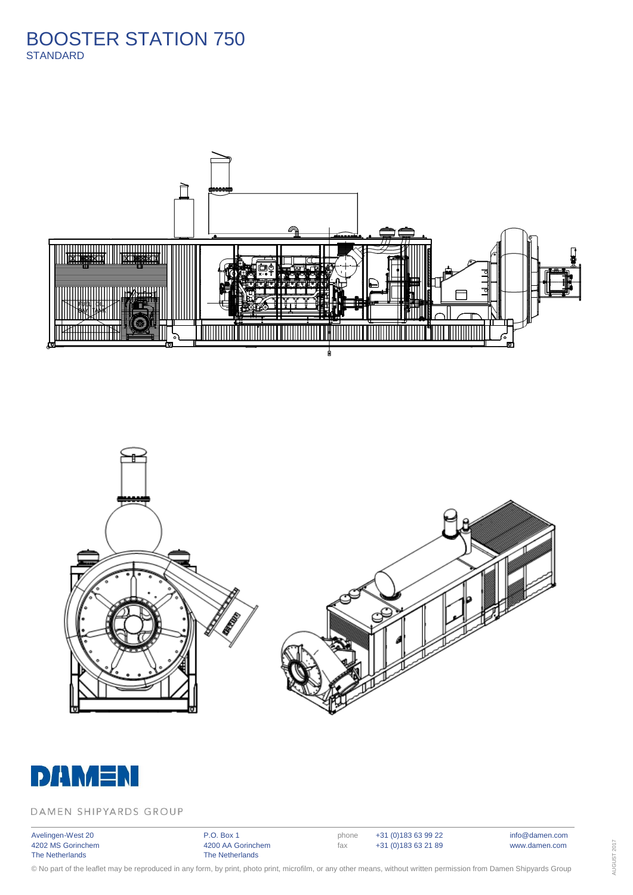# BOOSTER STATION 750

STANDARD

DAMEN SHIPYARDS GROUP

Avelingen-West 20
4202 MS Gorinchem
The Netherlands

P.O. Box 1
4200 AA Gorinchem
The Netherlands

phone +31 (0)183 63 99 22
fax +31 (0)183 63 21 89

info@damen.com
www.damen.com

© No part of the leaflet may be reproduced in any form, by print, photo print, microfilm, or any other means, without written permission from Damen Shipyards Group

AUGUST 2017